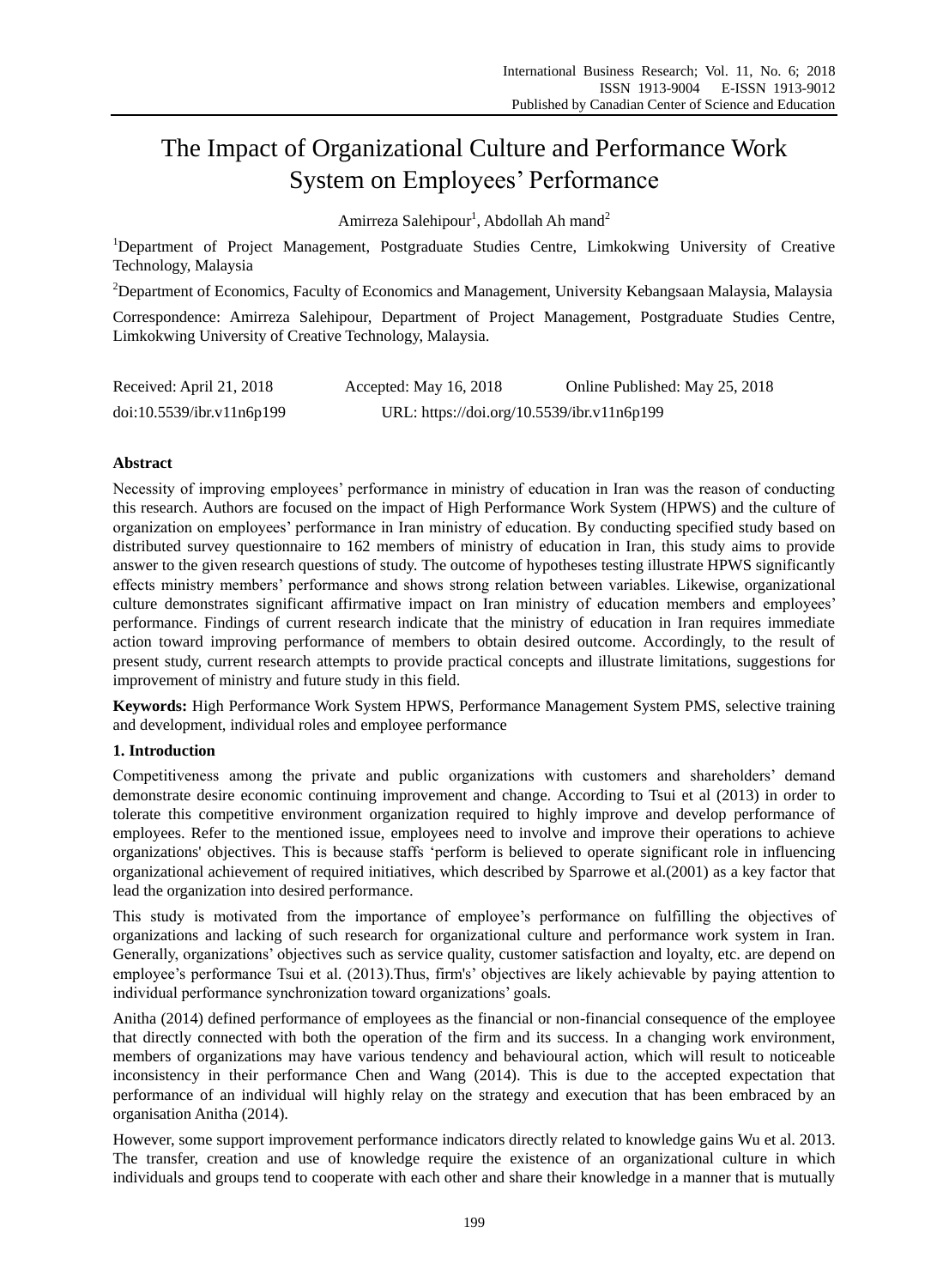# The Impact of Organizational Culture and Performance Work System on Employees' Performance

Amirreza Salehipour[1], Abdollah Ah mand[2]

[1]Department of Project Management, Postgraduate Studies Centre, Limkokwing University of Creative Technology, Malaysia

[2]Department of Economics, Faculty of Economics and Management, University Kebangsaan Malaysia, Malaysia

Correspondence: Amirreza Salehipour, Department of Project Management, Postgraduate Studies Centre, Limkokwing University of Creative Technology, Malaysia.

Received: April 21, 2018 Accepted: May 16, 2018 Online Published: May 25, 2018

doi:10.5539/ibr.v11n6p199 URL: https://doi.org/10.5539/ibr.v11n6p199

## Abstract

Necessity of improving employees' performance in ministry of education in Iran was the reason of conducting this research. Authors are focused on the impact of High Performance Work System (HPWS) and the culture of organization on employees' performance in Iran ministry of education. By conducting specified study based on distributed survey questionnaire to 162 members of ministry of education in Iran, this study aims to provide answer to the given research questions of study. The outcome of hypotheses testing illustrate HPWS significantly effects ministry members' performance and shows strong relation between variables. Likewise, organizational culture demonstrates significant affirmative impact on Iran ministry of education members and employees' performance. Findings of current research indicate that the ministry of education in Iran requires immediate action toward improving performance of members to obtain desired outcome. Accordingly, to the result of present study, current research attempts to provide practical concepts and illustrate limitations, suggestions for improvement of ministry and future study in this field.

**Keywords:** High Performance Work System HPWS, Performance Management System PMS, selective training and development, individual roles and employee performance

## 1. Introduction

Competitiveness among the private and public organizations with customers and shareholders' demand demonstrate desire economic continuing improvement and change. According to Tsui et al (2013) in order to tolerate this competitive environment organization required to highly improve and develop performance of employees. Refer to the mentioned issue, employees need to involve and improve their operations to achieve organizations' objectives. This is because staffs 'perform is believed to operate significant role in influencing organizational achievement of required initiatives, which described by Sparrowe et al.(2001) as a key factor that lead the organization into desired performance.

This study is motivated from the importance of employee's performance on fulfilling the objectives of organizations and lacking of such research for organizational culture and performance work system in Iran. Generally, organizations' objectives such as service quality, customer satisfaction and loyalty, etc. are depend on employee's performance Tsui et al. (2013).Thus, firm's' objectives are likely achievable by paying attention to individual performance synchronization toward organizations' goals.

Anitha (2014) defined performance of employees as the financial or non-financial consequence of the employee that directly connected with both the operation of the firm and its success. In a changing work environment, members of organizations may have various tendency and behavioural action, which will result to noticeable inconsistency in their performance Chen and Wang (2014). This is due to the accepted expectation that performance of an individual will highly relay on the strategy and execution that has been embraced by an organisation Anitha (2014).

However, some support improvement performance indicators directly related to knowledge gains Wu et al. 2013. The transfer, creation and use of knowledge require the existence of an organizational culture in which individuals and groups tend to cooperate with each other and share their knowledge in a manner that is mutually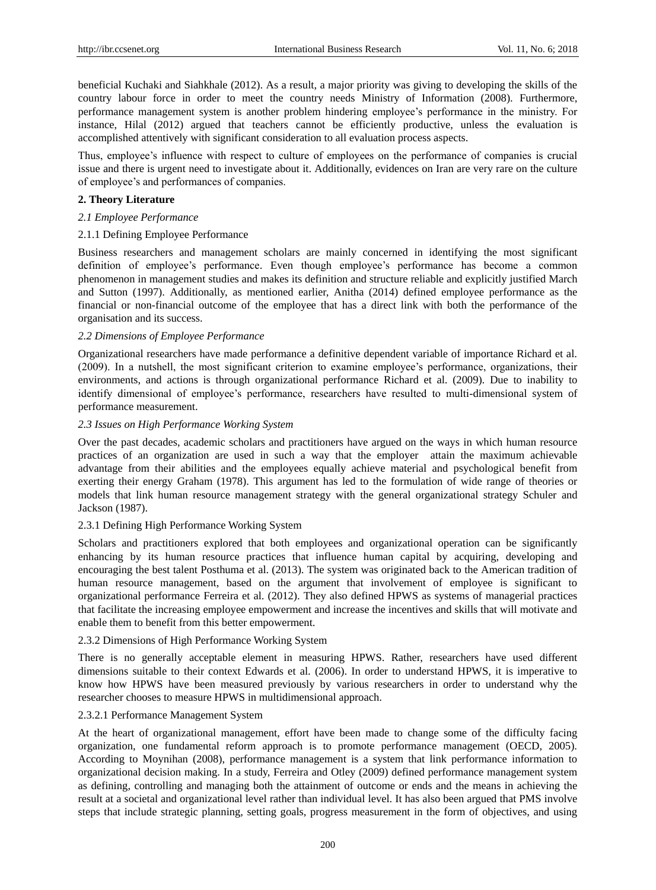beneficial Kuchaki and Siahkhale (2012). As a result, a major priority was giving to developing the skills of the country labour force in order to meet the country needs Ministry of Information (2008). Furthermore, performance management system is another problem hindering employee's performance in the ministry. For instance, Hilal (2012) argued that teachers cannot be efficiently productive, unless the evaluation is accomplished attentively with significant consideration to all evaluation process aspects.

Thus, employee's influence with respect to culture of employees on the performance of companies is crucial issue and there is urgent need to investigate about it. Additionally, evidences on Iran are very rare on the culture of employee's and performances of companies.

## 2. Theory Literature

### *2.1 Employee Performance*

#### 2.1.1 Defining Employee Performance

Business researchers and management scholars are mainly concerned in identifying the most significant definition of employee's performance. Even though employee's performance has become a common phenomenon in management studies and makes its definition and structure reliable and explicitly justified March and Sutton (1997). Additionally, as mentioned earlier, Anitha (2014) defined employee performance as the financial or non-financial outcome of the employee that has a direct link with both the performance of the organisation and its success.

### *2.2 Dimensions of Employee Performance*

Organizational researchers have made performance a definitive dependent variable of importance Richard et al. (2009). In a nutshell, the most significant criterion to examine employee's performance, organizations, their environments, and actions is through organizational performance Richard et al. (2009). Due to inability to identify dimensional of employee's performance, researchers have resulted to multi-dimensional system of performance measurement.

### *2.3 Issues on High Performance Working System*

Over the past decades, academic scholars and practitioners have argued on the ways in which human resource practices of an organization are used in such a way that the employer attain the maximum achievable advantage from their abilities and the employees equally achieve material and psychological benefit from exerting their energy Graham (1978). This argument has led to the formulation of wide range of theories or models that link human resource management strategy with the general organizational strategy Schuler and Jackson (1987).

#### 2.3.1 Defining High Performance Working System

Scholars and practitioners explored that both employees and organizational operation can be significantly enhancing by its human resource practices that influence human capital by acquiring, developing and encouraging the best talent Posthuma et al. (2013). The system was originated back to the American tradition of human resource management, based on the argument that involvement of employee is significant to organizational performance Ferreira et al. (2012). They also defined HPWS as systems of managerial practices that facilitate the increasing employee empowerment and increase the incentives and skills that will motivate and enable them to benefit from this better empowerment.

#### 2.3.2 Dimensions of High Performance Working System

There is no generally acceptable element in measuring HPWS. Rather, researchers have used different dimensions suitable to their context Edwards et al. (2006). In order to understand HPWS, it is imperative to know how HPWS have been measured previously by various researchers in order to understand why the researcher chooses to measure HPWS in multidimensional approach.

##### 2.3.2.1 Performance Management System

At the heart of organizational management, effort have been made to change some of the difficulty facing organization, one fundamental reform approach is to promote performance management (OECD, 2005). According to Moynihan (2008), performance management is a system that link performance information to organizational decision making. In a study, Ferreira and Otley (2009) defined performance management system as defining, controlling and managing both the attainment of outcome or ends and the means in achieving the result at a societal and organizational level rather than individual level. It has also been argued that PMS involve steps that include strategic planning, setting goals, progress measurement in the form of objectives, and using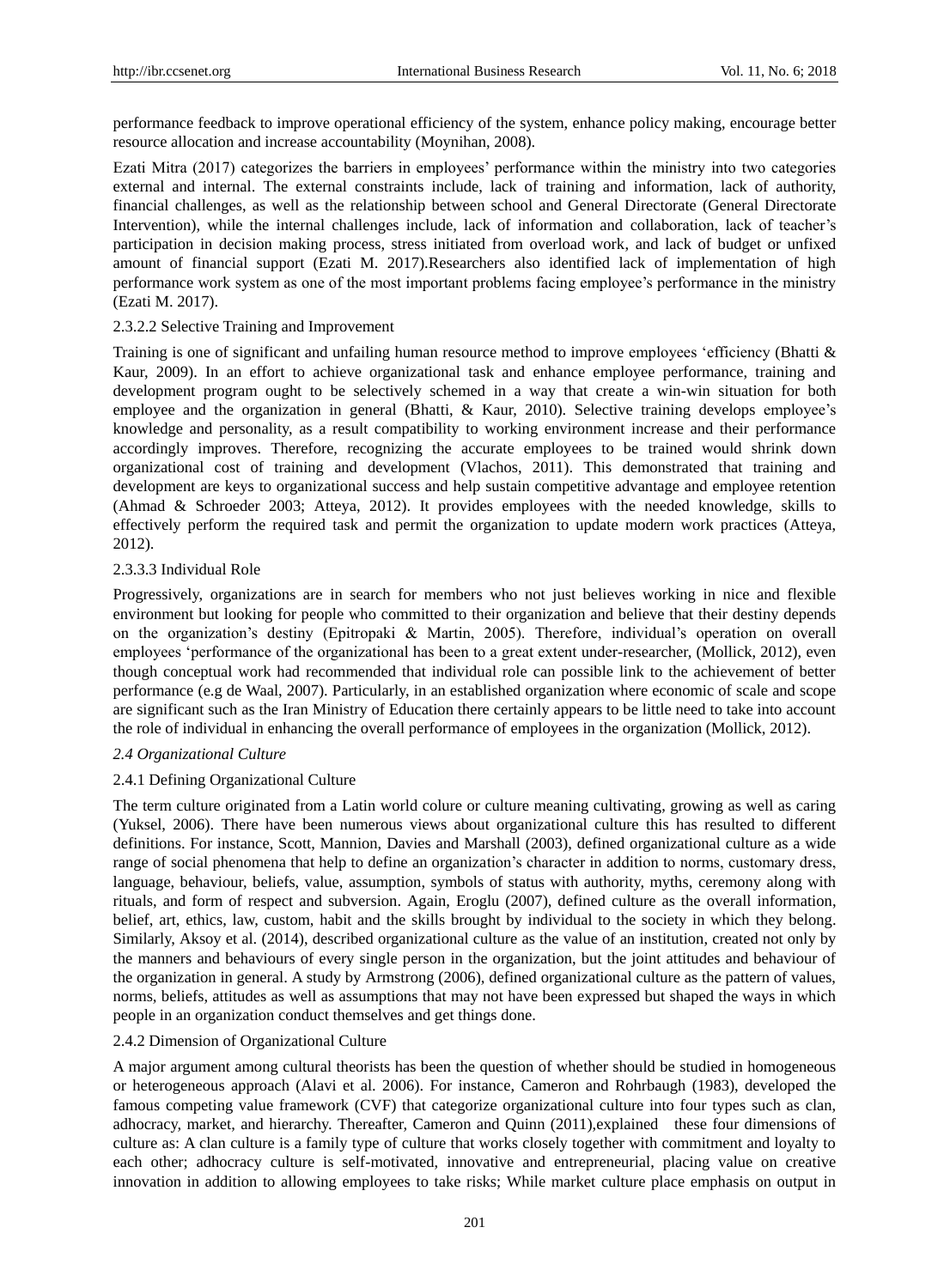performance feedback to improve operational efficiency of the system, enhance policy making, encourage better resource allocation and increase accountability (Moynihan, 2008).

Ezati Mitra (2017) categorizes the barriers in employees' performance within the ministry into two categories external and internal. The external constraints include, lack of training and information, lack of authority, financial challenges, as well as the relationship between school and General Directorate (General Directorate Intervention), while the internal challenges include, lack of information and collaboration, lack of teacher's participation in decision making process, stress initiated from overload work, and lack of budget or unfixed amount of financial support (Ezati M. 2017).Researchers also identified lack of implementation of high performance work system as one of the most important problems facing employee's performance in the ministry (Ezati M. 2017).

#### 2.3.2.2 Selective Training and Improvement

Training is one of significant and unfailing human resource method to improve employees 'efficiency (Bhatti & Kaur, 2009). In an effort to achieve organizational task and enhance employee performance, training and development program ought to be selectively schemed in a way that create a win-win situation for both employee and the organization in general (Bhatti, & Kaur, 2010). Selective training develops employee's knowledge and personality, as a result compatibility to working environment increase and their performance accordingly improves. Therefore, recognizing the accurate employees to be trained would shrink down organizational cost of training and development (Vlachos, 2011). This demonstrated that training and development are keys to organizational success and help sustain competitive advantage and employee retention (Ahmad & Schroeder 2003; Atteya, 2012). It provides employees with the needed knowledge, skills to effectively perform the required task and permit the organization to update modern work practices (Atteya, 2012).

#### 2.3.3.3 Individual Role

Progressively, organizations are in search for members who not just believes working in nice and flexible environment but looking for people who committed to their organization and believe that their destiny depends on the organization's destiny (Epitropaki & Martin, 2005). Therefore, individual's operation on overall employees 'performance of the organizational has been to a great extent under-researcher, (Mollick, 2012), even though conceptual work had recommended that individual role can possible link to the achievement of better performance (e.g de Waal, 2007). Particularly, in an established organization where economic of scale and scope are significant such as the Iran Ministry of Education there certainly appears to be little need to take into account the role of individual in enhancing the overall performance of employees in the organization (Mollick, 2012).

### *2.4 Organizational Culture*

#### 2.4.1 Defining Organizational Culture

The term culture originated from a Latin world colure or culture meaning cultivating, growing as well as caring (Yuksel, 2006). There have been numerous views about organizational culture this has resulted to different definitions. For instance, Scott, Mannion, Davies and Marshall (2003), defined organizational culture as a wide range of social phenomena that help to define an organization's character in addition to norms, customary dress, language, behaviour, beliefs, value, assumption, symbols of status with authority, myths, ceremony along with rituals, and form of respect and subversion. Again, Eroglu (2007), defined culture as the overall information, belief, art, ethics, law, custom, habit and the skills brought by individual to the society in which they belong. Similarly, Aksoy et al. (2014), described organizational culture as the value of an institution, created not only by the manners and behaviours of every single person in the organization, but the joint attitudes and behaviour of the organization in general. A study by Armstrong (2006), defined organizational culture as the pattern of values, norms, beliefs, attitudes as well as assumptions that may not have been expressed but shaped the ways in which people in an organization conduct themselves and get things done.

#### 2.4.2 Dimension of Organizational Culture

A major argument among cultural theorists has been the question of whether should be studied in homogeneous or heterogeneous approach (Alavi et al. 2006). For instance, Cameron and Rohrbaugh (1983), developed the famous competing value framework (CVF) that categorize organizational culture into four types such as clan, adhocracy, market, and hierarchy. Thereafter, Cameron and Quinn (2011),explained these four dimensions of culture as: A clan culture is a family type of culture that works closely together with commitment and loyalty to each other; adhocracy culture is self-motivated, innovative and entrepreneurial, placing value on creative innovation in addition to allowing employees to take risks; While market culture place emphasis on output in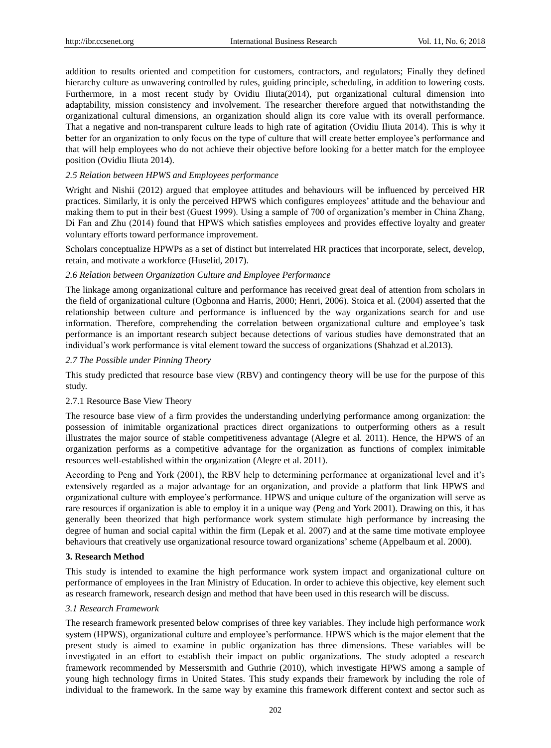addition to results oriented and competition for customers, contractors, and regulators; Finally they defined hierarchy culture as unwavering controlled by rules, guiding principle, scheduling, in addition to lowering costs. Furthermore, in a most recent study by Ovidiu Iliuta(2014), put organizational cultural dimension into adaptability, mission consistency and involvement. The researcher therefore argued that notwithstanding the organizational cultural dimensions, an organization should align its core value with its overall performance. That a negative and non-transparent culture leads to high rate of agitation (Ovidiu Iliuta 2014). This is why it better for an organization to only focus on the type of culture that will create better employee's performance and that will help employees who do not achieve their objective before looking for a better match for the employee position (Ovidiu Iliuta 2014).

### *2.5 Relation between HPWS and Employees performance*

Wright and Nishii (2012) argued that employee attitudes and behaviours will be influenced by perceived HR practices. Similarly, it is only the perceived HPWS which configures employees' attitude and the behaviour and making them to put in their best (Guest 1999). Using a sample of 700 of organization's member in China Zhang, Di Fan and Zhu (2014) found that HPWS which satisfies employees and provides effective loyalty and greater voluntary efforts toward performance improvement.

Scholars conceptualize HPWPs as a set of distinct but interrelated HR practices that incorporate, select, develop, retain, and motivate a workforce (Huselid, 2017).

### *2.6 Relation between Organization Culture and Employee Performance*

The linkage among organizational culture and performance has received great deal of attention from scholars in the field of organizational culture (Ogbonna and Harris, 2000; Henri, 2006). Stoica et al. (2004) asserted that the relationship between culture and performance is influenced by the way organizations search for and use information. Therefore, comprehending the correlation between organizational culture and employee's task performance is an important research subject because detections of various studies have demonstrated that an individual's work performance is vital element toward the success of organizations (Shahzad et al.2013).

### *2.7 The Possible under Pinning Theory*

This study predicted that resource base view (RBV) and contingency theory will be use for the purpose of this study.

#### 2.7.1 Resource Base View Theory

The resource base view of a firm provides the understanding underlying performance among organization: the possession of inimitable organizational practices direct organizations to outperforming others as a result illustrates the major source of stable competitiveness advantage (Alegre et al. 2011). Hence, the HPWS of an organization performs as a competitive advantage for the organization as functions of complex inimitable resources well-established within the organization (Alegre et al. 2011).

According to Peng and York (2001), the RBV help to determining performance at organizational level and it's extensively regarded as a major advantage for an organization, and provide a platform that link HPWS and organizational culture with employee's performance. HPWS and unique culture of the organization will serve as rare resources if organization is able to employ it in a unique way (Peng and York 2001). Drawing on this, it has generally been theorized that high performance work system stimulate high performance by increasing the degree of human and social capital within the firm (Lepak et al. 2007) and at the same time motivate employee behaviours that creatively use organizational resource toward organizations' scheme (Appelbaum et al. 2000).

## 3. Research Method

This study is intended to examine the high performance work system impact and organizational culture on performance of employees in the Iran Ministry of Education. In order to achieve this objective, key element such as research framework, research design and method that have been used in this research will be discuss.

### *3.1 Research Framework*

The research framework presented below comprises of three key variables. They include high performance work system (HPWS), organizational culture and employee's performance. HPWS which is the major element that the present study is aimed to examine in public organization has three dimensions. These variables will be investigated in an effort to establish their impact on public organizations. The study adopted a research framework recommended by Messersmith and Guthrie (2010), which investigate HPWS among a sample of young high technology firms in United States. This study expands their framework by including the role of individual to the framework. In the same way by examine this framework different context and sector such as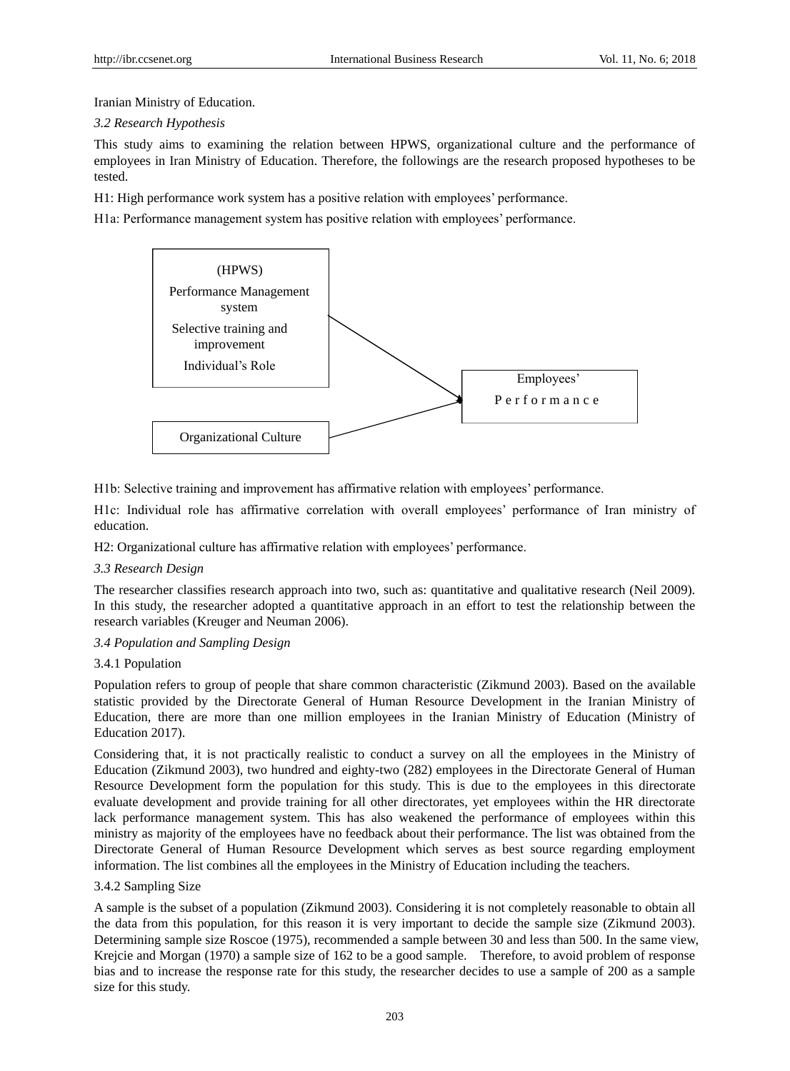Iranian Ministry of Education.

### *3.2 Research Hypothesis*

This study aims to examining the relation between HPWS, organizational culture and the performance of employees in Iran Ministry of Education. Therefore, the followings are the research proposed hypotheses to be tested.

H1: High performance work system has a positive relation with employees' performance.

H1a: Performance management system has positive relation with employees' performance.

(HPWS)
Performance Management system
Selective training and improvement
Individual's Role

Organizational Culture

Employees' Performance

H1b: Selective training and improvement has affirmative relation with employees' performance.

H1c: Individual role has affirmative correlation with overall employees' performance of Iran ministry of education.

H2: Organizational culture has affirmative relation with employees' performance.

### *3.3 Research Design*

The researcher classifies research approach into two, such as: quantitative and qualitative research (Neil 2009). In this study, the researcher adopted a quantitative approach in an effort to test the relationship between the research variables (Kreuger and Neuman 2006).

### *3.4 Population and Sampling Design*

#### 3.4.1 Population

Population refers to group of people that share common characteristic (Zikmund 2003). Based on the available statistic provided by the Directorate General of Human Resource Development in the Iranian Ministry of Education, there are more than one million employees in the Iranian Ministry of Education (Ministry of Education 2017).

Considering that, it is not practically realistic to conduct a survey on all the employees in the Ministry of Education (Zikmund 2003), two hundred and eighty-two (282) employees in the Directorate General of Human Resource Development form the population for this study. This is due to the employees in this directorate evaluate development and provide training for all other directorates, yet employees within the HR directorate lack performance management system. This has also weakened the performance of employees within this ministry as majority of the employees have no feedback about their performance. The list was obtained from the Directorate General of Human Resource Development which serves as best source regarding employment information. The list combines all the employees in the Ministry of Education including the teachers.

#### 3.4.2 Sampling Size

A sample is the subset of a population (Zikmund 2003). Considering it is not completely reasonable to obtain all the data from this population, for this reason it is very important to decide the sample size (Zikmund 2003). Determining sample size Roscoe (1975), recommended a sample between 30 and less than 500. In the same view, Krejcie and Morgan (1970) a sample size of 162 to be a good sample. Therefore, to avoid problem of response bias and to increase the response rate for this study, the researcher decides to use a sample of 200 as a sample size for this study.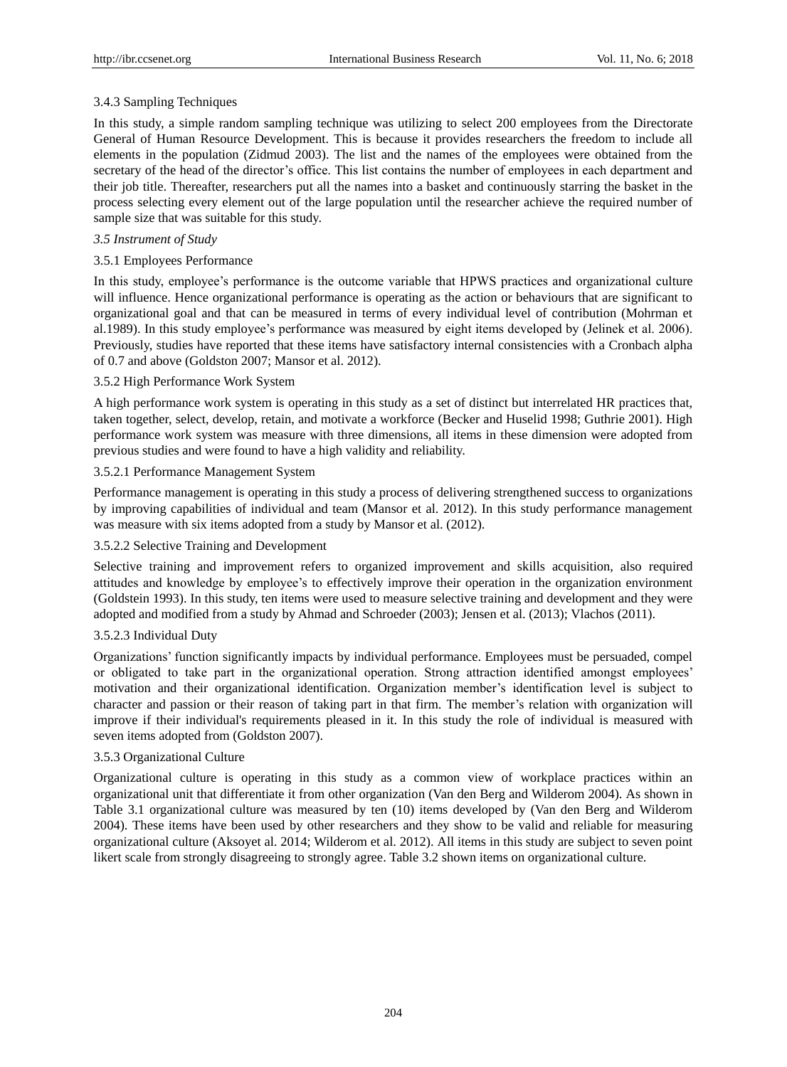#### 3.4.3 Sampling Techniques

In this study, a simple random sampling technique was utilizing to select 200 employees from the Directorate General of Human Resource Development. This is because it provides researchers the freedom to include all elements in the population (Zidmud 2003). The list and the names of the employees were obtained from the secretary of the head of the director's office. This list contains the number of employees in each department and their job title. Thereafter, researchers put all the names into a basket and continuously starring the basket in the process selecting every element out of the large population until the researcher achieve the required number of sample size that was suitable for this study.

### *3.5 Instrument of Study*

#### 3.5.1 Employees Performance

In this study, employee's performance is the outcome variable that HPWS practices and organizational culture will influence. Hence organizational performance is operating as the action or behaviours that are significant to organizational goal and that can be measured in terms of every individual level of contribution (Mohrman et al.1989). In this study employee's performance was measured by eight items developed by (Jelinek et al. 2006). Previously, studies have reported that these items have satisfactory internal consistencies with a Cronbach alpha of 0.7 and above (Goldston 2007; Mansor et al. 2012).

#### 3.5.2 High Performance Work System

A high performance work system is operating in this study as a set of distinct but interrelated HR practices that, taken together, select, develop, retain, and motivate a workforce (Becker and Huselid 1998; Guthrie 2001). High performance work system was measure with three dimensions, all items in these dimension were adopted from previous studies and were found to have a high validity and reliability.

##### 3.5.2.1 Performance Management System

Performance management is operating in this study a process of delivering strengthened success to organizations by improving capabilities of individual and team (Mansor et al. 2012). In this study performance management was measure with six items adopted from a study by Mansor et al. (2012).

##### 3.5.2.2 Selective Training and Development

Selective training and improvement refers to organized improvement and skills acquisition, also required attitudes and knowledge by employee's to effectively improve their operation in the organization environment (Goldstein 1993). In this study, ten items were used to measure selective training and development and they were adopted and modified from a study by Ahmad and Schroeder (2003); Jensen et al. (2013); Vlachos (2011).

##### 3.5.2.3 Individual Duty

Organizations' function significantly impacts by individual performance. Employees must be persuaded, compel or obligated to take part in the organizational operation. Strong attraction identified amongst employees' motivation and their organizational identification. Organization member's identification level is subject to character and passion or their reason of taking part in that firm. The member's relation with organization will improve if their individual's requirements pleased in it. In this study the role of individual is measured with seven items adopted from (Goldston 2007).

#### 3.5.3 Organizational Culture

Organizational culture is operating in this study as a common view of workplace practices within an organizational unit that differentiate it from other organization (Van den Berg and Wilderom 2004). As shown in Table 3.1 organizational culture was measured by ten (10) items developed by (Van den Berg and Wilderom 2004). These items have been used by other researchers and they show to be valid and reliable for measuring organizational culture (Aksoyet al. 2014; Wilderom et al. 2012). All items in this study are subject to seven point likert scale from strongly disagreeing to strongly agree. Table 3.2 shown items on organizational culture.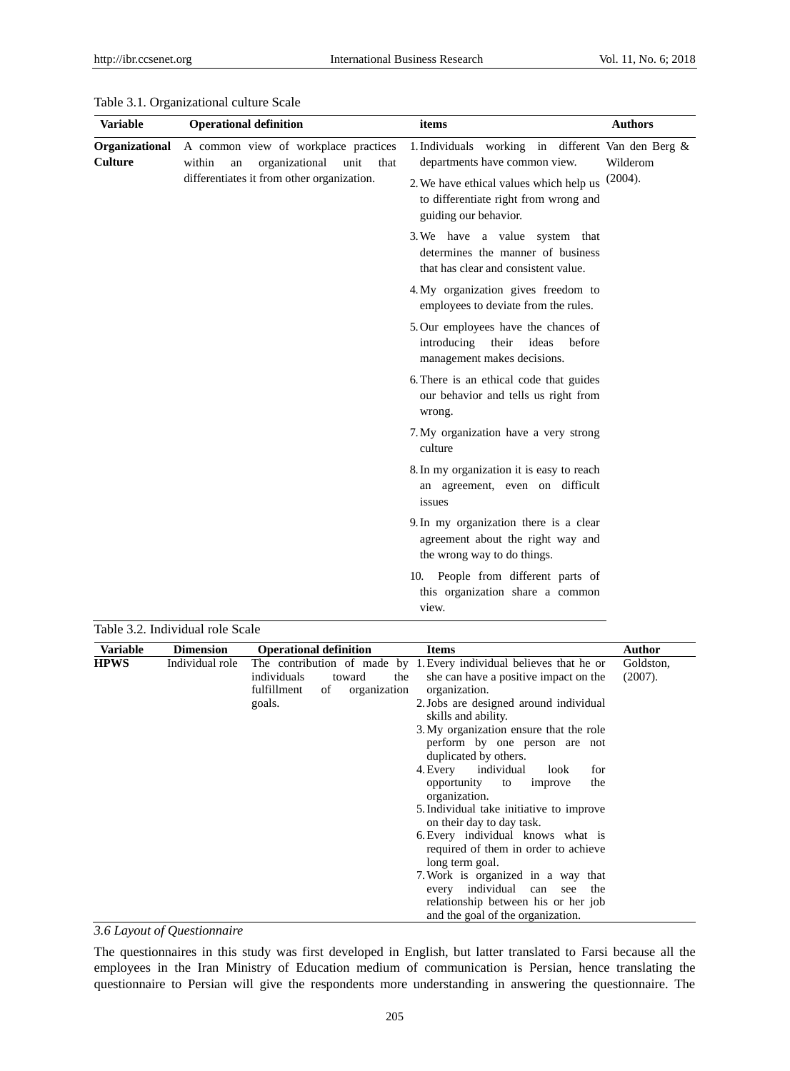Table 3.1. Organizational culture Scale

| Variable | Operational definition | items | Authors |
|---|---|---|---|
| **Organizational Culture** | A common view of workplace practices within an organizational unit that differentiates it from other organization. | 1. Individuals working in different departments have common view.<br>2. We have ethical values which help us to differentiate right from wrong and guiding our behavior.<br>3. We have a value system that determines the manner of business that has clear and consistent value.<br>4. My organization gives freedom to employees to deviate from the rules.<br>5. Our employees have the chances of introducing their ideas before management makes decisions.<br>6. There is an ethical code that guides our behavior and tells us right from wrong.<br>7. My organization have a very strong culture<br>8. In my organization it is easy to reach an agreement, even on difficult issues<br>9. In my organization there is a clear agreement about the right way and the wrong way to do things.<br>10. People from different parts of this organization share a common view. | Van den Berg & Wilderom (2004). |

Table 3.2. Individual role Scale

| Variable | Dimension | Operational definition | Items | Author |
|---|---|---|---|---|
| **HPWS** | Individual role | The contribution of made by individuals toward the fulfillment of organization goals. | 1. Every individual believes that he or she can have a positive impact on the organization.<br>2. Jobs are designed around individual skills and ability.<br>3. My organization ensure that the role perform by one person are not duplicated by others.<br>4. Every individual look for opportunity to improve the organization.<br>5. Individual take initiative to improve on their day to day task.<br>6. Every individual knows what is required of them in order to achieve long term goal.<br>7. Work is organized in a way that every individual can see the relationship between his or her job and the goal of the organization. | Goldston, (2007). |

### *3.6 Layout of Questionnaire*

The questionnaires in this study was first developed in English, but latter translated to Farsi because all the employees in the Iran Ministry of Education medium of communication is Persian, hence translating the questionnaire to Persian will give the respondents more understanding in answering the questionnaire. The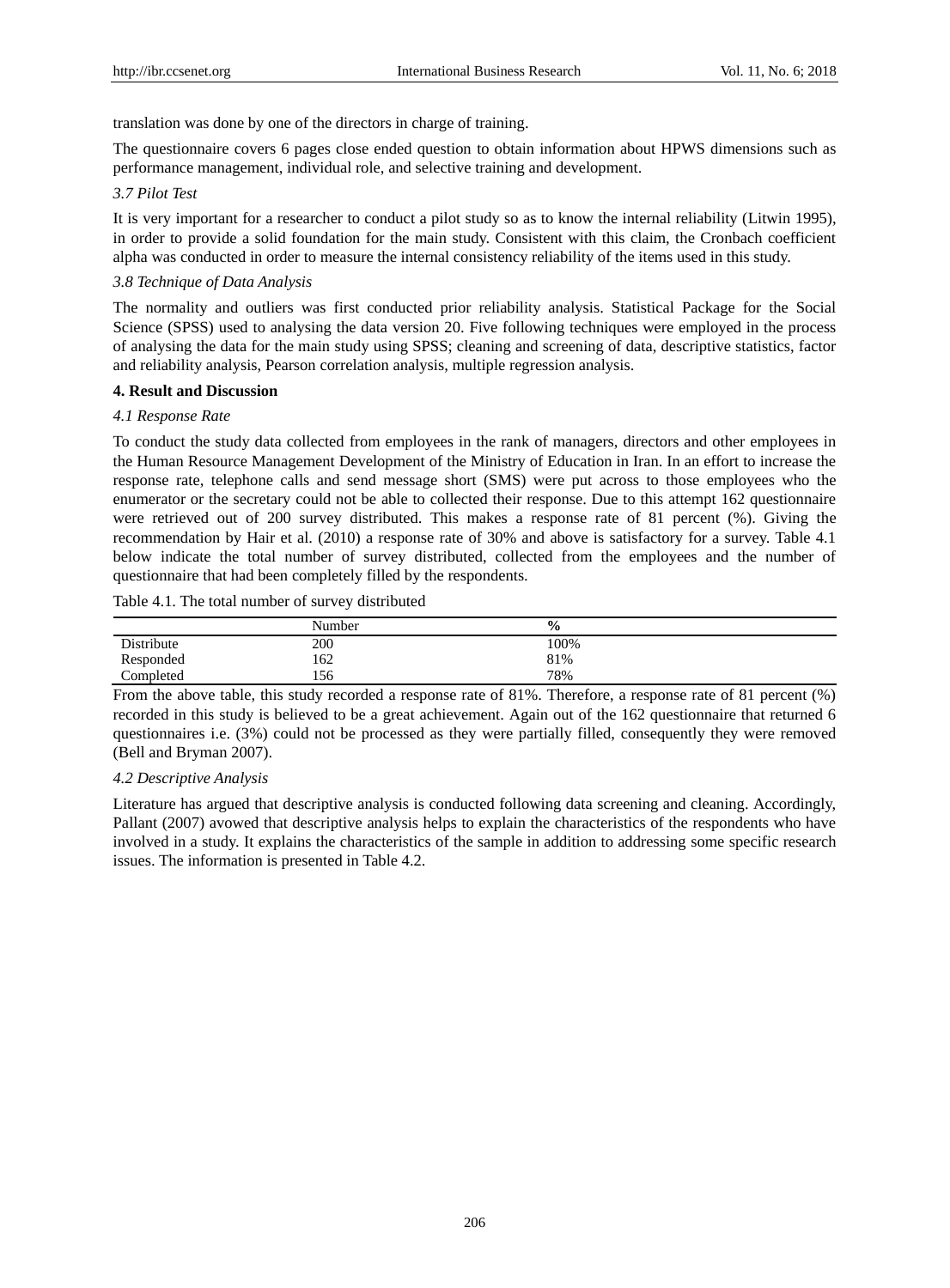translation was done by one of the directors in charge of training.

The questionnaire covers 6 pages close ended question to obtain information about HPWS dimensions such as performance management, individual role, and selective training and development.

### *3.7 Pilot Test*

It is very important for a researcher to conduct a pilot study so as to know the internal reliability (Litwin 1995), in order to provide a solid foundation for the main study. Consistent with this claim, the Cronbach coefficient alpha was conducted in order to measure the internal consistency reliability of the items used in this study.

### *3.8 Technique of Data Analysis*

The normality and outliers was first conducted prior reliability analysis. Statistical Package for the Social Science (SPSS) used to analysing the data version 20. Five following techniques were employed in the process of analysing the data for the main study using SPSS; cleaning and screening of data, descriptive statistics, factor and reliability analysis, Pearson correlation analysis, multiple regression analysis.

## 4. Result and Discussion

### *4.1 Response Rate*

To conduct the study data collected from employees in the rank of managers, directors and other employees in the Human Resource Management Development of the Ministry of Education in Iran. In an effort to increase the response rate, telephone calls and send message short (SMS) were put across to those employees who the enumerator or the secretary could not be able to collected their response. Due to this attempt 162 questionnaire were retrieved out of 200 survey distributed. This makes a response rate of 81 percent (%). Giving the recommendation by Hair et al. (2010) a response rate of 30% and above is satisfactory for a survey. Table 4.1 below indicate the total number of survey distributed, collected from the employees and the number of questionnaire that had been completely filled by the respondents.

Table 4.1. The total number of survey distributed

| | Number | % |
|---|---|---|
| Distribute | 200 | 100% |
| Responded | 162 | 81% |
| Completed | 156 | 78% |

From the above table, this study recorded a response rate of 81%. Therefore, a response rate of 81 percent (%) recorded in this study is believed to be a great achievement. Again out of the 162 questionnaire that returned 6 questionnaires i.e. (3%) could not be processed as they were partially filled, consequently they were removed (Bell and Bryman 2007).

### *4.2 Descriptive Analysis*

Literature has argued that descriptive analysis is conducted following data screening and cleaning. Accordingly, Pallant (2007) avowed that descriptive analysis helps to explain the characteristics of the respondents who have involved in a study. It explains the characteristics of the sample in addition to addressing some specific research issues. The information is presented in Table 4.2.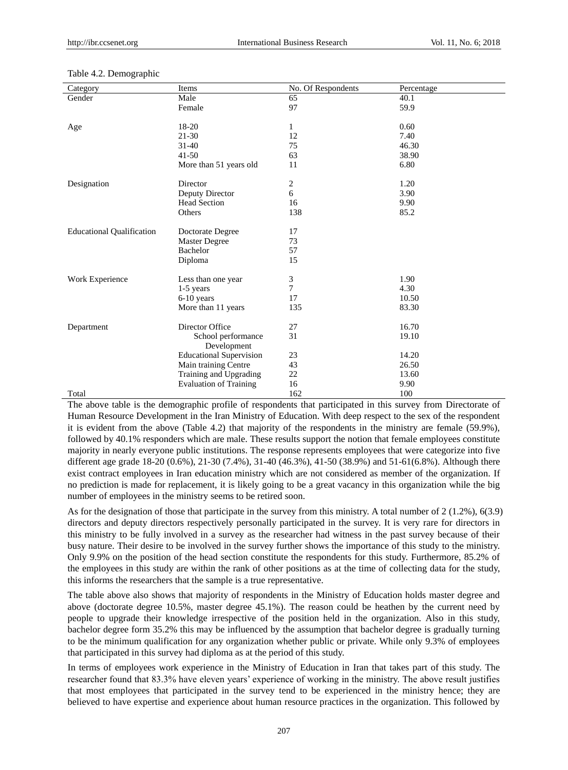Table 4.2. Demographic

| Category | Items | No. Of Respondents | Percentage |
|---|---|---|---|
| Gender | Male | 65 | 40.1 |
| | Female | 97 | 59.9 |
| Age | 18-20 | 1 | 0.60 |
| | 21-30 | 12 | 7.40 |
| | 31-40 | 75 | 46.30 |
| | 41-50 | 63 | 38.90 |
| | More than 51 years old | 11 | 6.80 |
| Designation | Director | 2 | 1.20 |
| | Deputy Director | 6 | 3.90 |
| | Head Section | 16 | 9.90 |
| | Others | 138 | 85.2 |
| Educational Qualification | Doctorate Degree | 17 | |
| | Master Degree | 73 | |
| | Bachelor | 57 | |
| | Diploma | 15 | |
| Work Experience | Less than one year | 3 | 1.90 |
| | 1-5 years | 7 | 4.30 |
| | 6-10 years | 17 | 10.50 |
| | More than 11 years | 135 | 83.30 |
| Department | Director Office | 27 | 16.70 |
| | School performance Development | 31 | 19.10 |
| | Educational Supervision | 23 | 14.20 |
| | Main training Centre | 43 | 26.50 |
| | Training and Upgrading | 22 | 13.60 |
| | Evaluation of Training | 16 | 9.90 |
| Total | | 162 | 100 |

The above table is the demographic profile of respondents that participated in this survey from Directorate of Human Resource Development in the Iran Ministry of Education. With deep respect to the sex of the respondent it is evident from the above (Table 4.2) that majority of the respondents in the ministry are female (59.9%), followed by 40.1% responders which are male. These results support the notion that female employees constitute majority in nearly everyone public institutions. The response represents employees that were categorize into five different age grade 18-20 (0.6%), 21-30 (7.4%), 31-40 (46.3%), 41-50 (38.9%) and 51-61(6.8%). Although there exist contract employees in Iran education ministry which are not considered as member of the organization. If no prediction is made for replacement, it is likely going to be a great vacancy in this organization while the big number of employees in the ministry seems to be retired soon.

As for the designation of those that participate in the survey from this ministry. A total number of 2 (1.2%), 6(3.9) directors and deputy directors respectively personally participated in the survey. It is very rare for directors in this ministry to be fully involved in a survey as the researcher had witness in the past survey because of their busy nature. Their desire to be involved in the survey further shows the importance of this study to the ministry. Only 9.9% on the position of the head section constitute the respondents for this study. Furthermore, 85.2% of the employees in this study are within the rank of other positions as at the time of collecting data for the study, this informs the researchers that the sample is a true representative.

The table above also shows that majority of respondents in the Ministry of Education holds master degree and above (doctorate degree 10.5%, master degree 45.1%). The reason could be heathen by the current need by people to upgrade their knowledge irrespective of the position held in the organization. Also in this study, bachelor degree form 35.2% this may be influenced by the assumption that bachelor degree is gradually turning to be the minimum qualification for any organization whether public or private. While only 9.3% of employees that participated in this survey had diploma as at the period of this study.

In terms of employees work experience in the Ministry of Education in Iran that takes part of this study. The researcher found that 83.3% have eleven years' experience of working in the ministry. The above result justifies that most employees that participated in the survey tend to be experienced in the ministry hence; they are believed to have expertise and experience about human resource practices in the organization. This followed by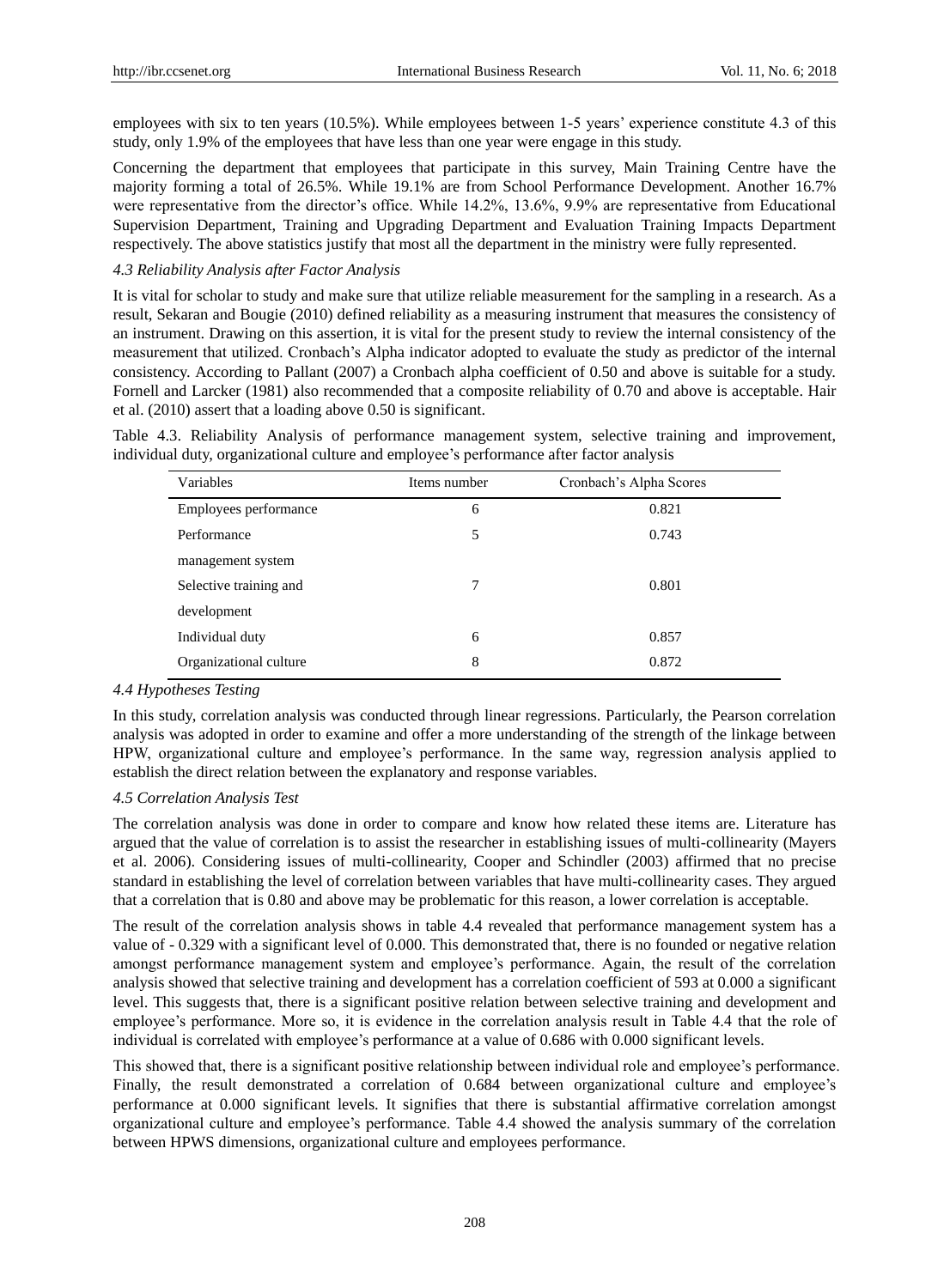employees with six to ten years (10.5%). While employees between 1-5 years' experience constitute 4.3 of this study, only 1.9% of the employees that have less than one year were engage in this study.

Concerning the department that employees that participate in this survey, Main Training Centre have the majority forming a total of 26.5%. While 19.1% are from School Performance Development. Another 16.7% were representative from the director's office. While 14.2%, 13.6%, 9.9% are representative from Educational Supervision Department, Training and Upgrading Department and Evaluation Training Impacts Department respectively. The above statistics justify that most all the department in the ministry were fully represented.

### *4.3 Reliability Analysis after Factor Analysis*

It is vital for scholar to study and make sure that utilize reliable measurement for the sampling in a research. As a result, Sekaran and Bougie (2010) defined reliability as a measuring instrument that measures the consistency of an instrument. Drawing on this assertion, it is vital for the present study to review the internal consistency of the measurement that utilized. Cronbach's Alpha indicator adopted to evaluate the study as predictor of the internal consistency. According to Pallant (2007) a Cronbach alpha coefficient of 0.50 and above is suitable for a study. Fornell and Larcker (1981) also recommended that a composite reliability of 0.70 and above is acceptable. Hair et al. (2010) assert that a loading above 0.50 is significant.

Table 4.3. Reliability Analysis of performance management system, selective training and improvement, individual duty, organizational culture and employee's performance after factor analysis

| Variables | Items number | Cronbach's Alpha Scores |
| --- | --- | --- |
| Employees performance | 6 | 0.821 |
| Performance management system | 5 | 0.743 |
| Selective training and development | 7 | 0.801 |
| Individual duty | 6 | 0.857 |
| Organizational culture | 8 | 0.872 |

### *4.4 Hypotheses Testing*

In this study, correlation analysis was conducted through linear regressions. Particularly, the Pearson correlation analysis was adopted in order to examine and offer a more understanding of the strength of the linkage between HPW, organizational culture and employee's performance. In the same way, regression analysis applied to establish the direct relation between the explanatory and response variables.

### *4.5 Correlation Analysis Test*

The correlation analysis was done in order to compare and know how related these items are. Literature has argued that the value of correlation is to assist the researcher in establishing issues of multi-collinearity (Mayers et al. 2006). Considering issues of multi-collinearity, Cooper and Schindler (2003) affirmed that no precise standard in establishing the level of correlation between variables that have multi-collinearity cases. They argued that a correlation that is 0.80 and above may be problematic for this reason, a lower correlation is acceptable.

The result of the correlation analysis shows in table 4.4 revealed that performance management system has a value of - 0.329 with a significant level of 0.000. This demonstrated that, there is no founded or negative relation amongst performance management system and employee's performance. Again, the result of the correlation analysis showed that selective training and development has a correlation coefficient of 593 at 0.000 a significant level. This suggests that, there is a significant positive relation between selective training and development and employee's performance. More so, it is evidence in the correlation analysis result in Table 4.4 that the role of individual is correlated with employee's performance at a value of 0.686 with 0.000 significant levels.

This showed that, there is a significant positive relationship between individual role and employee's performance. Finally, the result demonstrated a correlation of 0.684 between organizational culture and employee's performance at 0.000 significant levels. It signifies that there is substantial affirmative correlation amongst organizational culture and employee's performance. Table 4.4 showed the analysis summary of the correlation between HPWS dimensions, organizational culture and employees performance.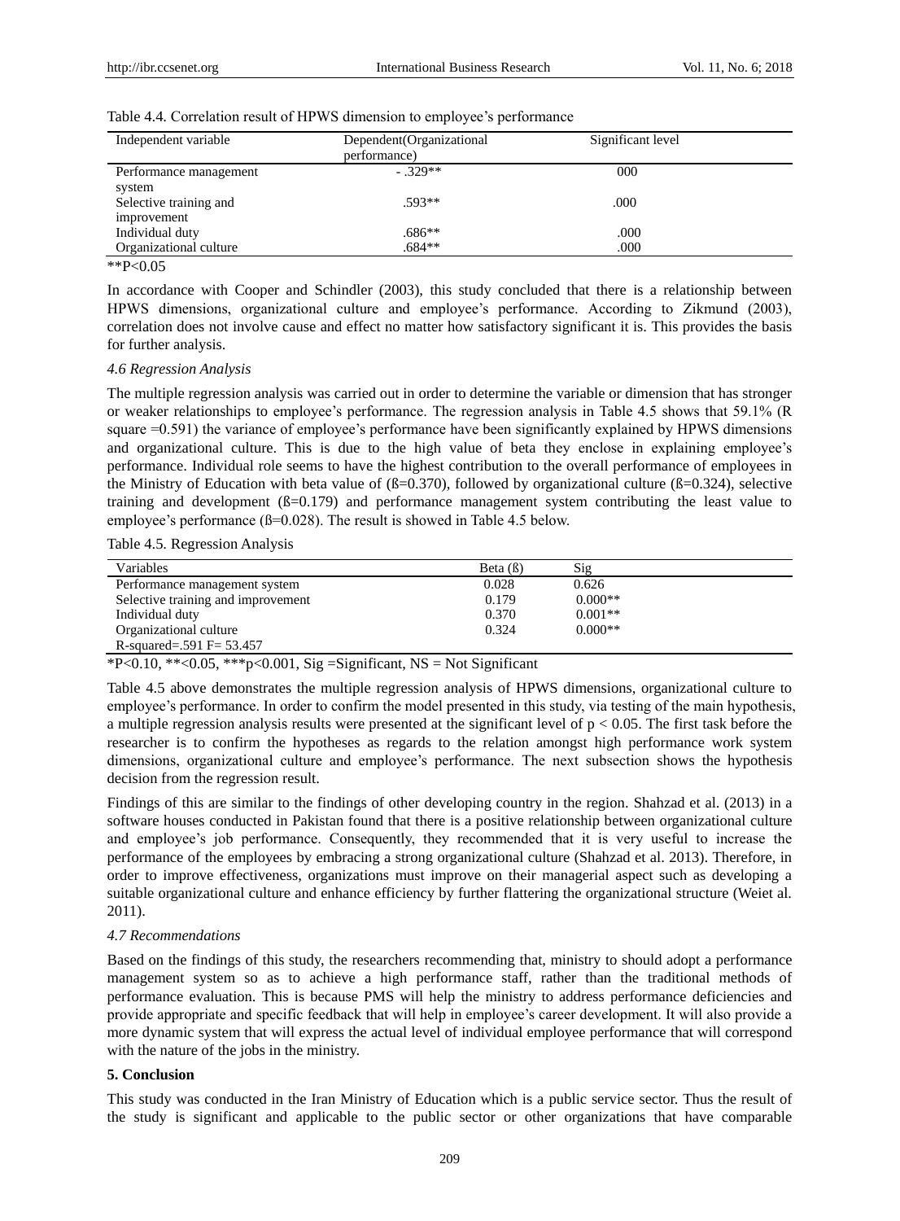Table 4.4. Correlation result of HPWS dimension to employee's performance

| Independent variable | Dependent(Organizational performance) | Significant level |
|---|---|---|
| Performance management system | - .329** | 000 |
| Selective training and improvement | .593** | .000 |
| Individual duty | .686** | .000 |
| Organizational culture | .684** | .000 |

**P<0.05

In accordance with Cooper and Schindler (2003), this study concluded that there is a relationship between HPWS dimensions, organizational culture and employee's performance. According to Zikmund (2003), correlation does not involve cause and effect no matter how satisfactory significant it is. This provides the basis for further analysis.

### *4.6 Regression Analysis*

The multiple regression analysis was carried out in order to determine the variable or dimension that has stronger or weaker relationships to employee's performance. The regression analysis in Table 4.5 shows that 59.1% (R square =0.591) the variance of employee's performance have been significantly explained by HPWS dimensions and organizational culture. This is due to the high value of beta they enclose in explaining employee's performance. Individual role seems to have the highest contribution to the overall performance of employees in the Ministry of Education with beta value of (ß=0.370), followed by organizational culture (ß=0.324), selective training and development (ß=0.179) and performance management system contributing the least value to employee's performance (ß=0.028). The result is showed in Table 4.5 below.

Table 4.5. Regression Analysis

| Variables | Beta (ß) | Sig |
|---|---|---|
| Performance management system | 0.028 | 0.626 |
| Selective training and improvement | 0.179 | 0.000** |
| Individual duty | 0.370 | 0.001** |
| Organizational culture | 0.324 | 0.000** |
| R-squared=.591 F= 53.457 | | |

*P<0.10, **<0.05, ***p<0.001, Sig =Significant, NS = Not Significant

Table 4.5 above demonstrates the multiple regression analysis of HPWS dimensions, organizational culture to employee's performance. In order to confirm the model presented in this study, via testing of the main hypothesis, a multiple regression analysis results were presented at the significant level of $p < 0.05$. The first task before the researcher is to confirm the hypotheses as regards to the relation amongst high performance work system dimensions, organizational culture and employee's performance. The next subsection shows the hypothesis decision from the regression result.

Findings of this are similar to the findings of other developing country in the region. Shahzad et al. (2013) in a software houses conducted in Pakistan found that there is a positive relationship between organizational culture and employee's job performance. Consequently, they recommended that it is very useful to increase the performance of the employees by embracing a strong organizational culture (Shahzad et al. 2013). Therefore, in order to improve effectiveness, organizations must improve on their managerial aspect such as developing a suitable organizational culture and enhance efficiency by further flattering the organizational structure (Weiet al. 2011).

### *4.7 Recommendations*

Based on the findings of this study, the researchers recommending that, ministry to should adopt a performance management system so as to achieve a high performance staff, rather than the traditional methods of performance evaluation. This is because PMS will help the ministry to address performance deficiencies and provide appropriate and specific feedback that will help in employee's career development. It will also provide a more dynamic system that will express the actual level of individual employee performance that will correspond with the nature of the jobs in the ministry.

## 5. Conclusion

This study was conducted in the Iran Ministry of Education which is a public service sector. Thus the result of the study is significant and applicable to the public sector or other organizations that have comparable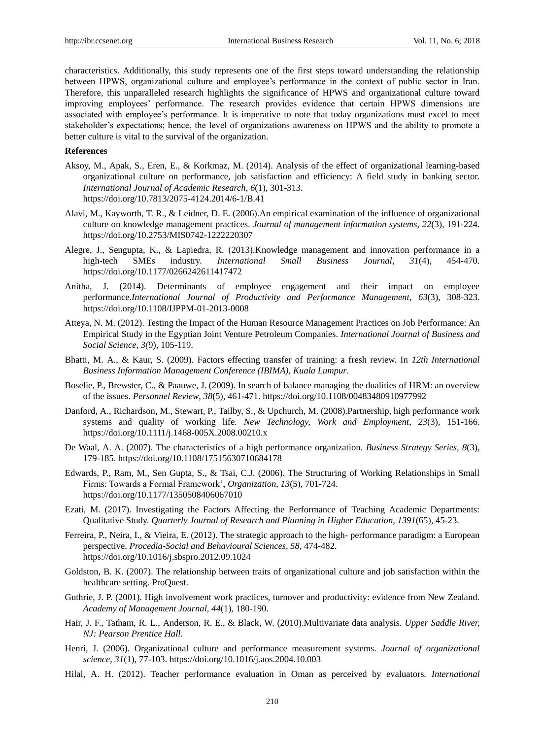characteristics. Additionally, this study represents one of the first steps toward understanding the relationship between HPWS, organizational culture and employee's performance in the context of public sector in Iran. Therefore, this unparalleled research highlights the significance of HPWS and organizational culture toward improving employees' performance. The research provides evidence that certain HPWS dimensions are associated with employee's performance. It is imperative to note that today organizations must excel to meet stakeholder's expectations; hence, the level of organizations awareness on HPWS and the ability to promote a better culture is vital to the survival of the organization.

## References

Aksoy, M., Apak, S., Eren, E., & Korkmaz, M. (2014). Analysis of the effect of organizational learning-based organizational culture on performance, job satisfaction and efficiency: A field study in banking sector. *International Journal of Academic Research, 6*(1), 301-313. https://doi.org/10.7813/2075-4124.2014/6-1/B.41

Alavi, M., Kayworth, T. R., & Leidner, D. E. (2006).An empirical examination of the influence of organizational culture on knowledge management practices. *Journal of management information systems, 22*(3), 191-224. https://doi.org/10.2753/MIS0742-1222220307

Alegre, J., Sengupta, K., & Lapiedra, R. (2013).Knowledge management and innovation performance in a high-tech SMEs industry. *International Small Business Journal, 31*(4), 454-470. https://doi.org/10.1177/0266242611417472

Anitha, J. (2014). Determinants of employee engagement and their impact on employee performance.*International Journal of Productivity and Performance Management, 63*(3), 308-323. https://doi.org/10.1108/IJPPM-01-2013-0008

Atteya, N. M. (2012). Testing the Impact of the Human Resource Management Practices on Job Performance: An Empirical Study in the Egyptian Joint Venture Petroleum Companies. *International Journal of Business and Social Science, 3(*9), 105-119.

Bhatti, M. A., & Kaur, S. (2009). Factors effecting transfer of training: a fresh review. In *12th International Business Information Management Conference (IBIMA), Kuala Lumpur*.

Boselie, P., Brewster, C., & Paauwe, J. (2009). In search of balance managing the dualities of HRM: an overview of the issues. *Personnel Review, 38*(5), 461-471. https://doi.org/10.1108/00483480910977992

Danford, A., Richardson, M., Stewart, P., Tailby, S., & Upchurch, M. (2008).Partnership, high performance work systems and quality of working life. *New Technology, Work and Employment, 23*(3), 151-166. https://doi.org/10.1111/j.1468-005X.2008.00210.x

De Waal, A. A. (2007). The characteristics of a high performance organization. *Business Strategy Series, 8*(3), 179-185. https://doi.org/10.1108/17515630710684178

Edwards, P., Ram, M., Sen Gupta, S., & Tsai, C.J. (2006). The Structuring of Working Relationships in Small Firms: Towards a Formal Framework', *Organization, 13*(5), 701-724. https://doi.org/10.1177/1350508406067010

Ezati, M. (2017). Investigating the Factors Affecting the Performance of Teaching Academic Departments: Qualitative Study. *Quarterly Journal of Research and Planning in Higher Education, 1391*(65), 45-23.

Ferreira, P., Neira, I., & Vieira, E. (2012). The strategic approach to the high- performance paradigm: a European perspective. *Procedia-Social and Behavioural Sciences, 58*, 474-482. https://doi.org/10.1016/j.sbspro.2012.09.1024

Goldston, B. K. (2007). The relationship between traits of organizational culture and job satisfaction within the healthcare setting. ProQuest.

Guthrie, J. P. (2001). High involvement work practices, turnover and productivity: evidence from New Zealand. *Academy of Management Journal, 44*(1), 180-190.

Hair, J. F., Tatham, R. L., Anderson, R. E., & Black, W. (2010).Multivariate data analysis. *Upper Saddle River, NJ: Pearson Prentice Hall.*

Henri, J. (2006). Organizational culture and performance measurement systems. *Journal of organizational science, 31*(1), 77-103. https://doi.org/10.1016/j.aos.2004.10.003

Hilal, A. H. (2012). Teacher performance evaluation in Oman as perceived by evaluators. *International*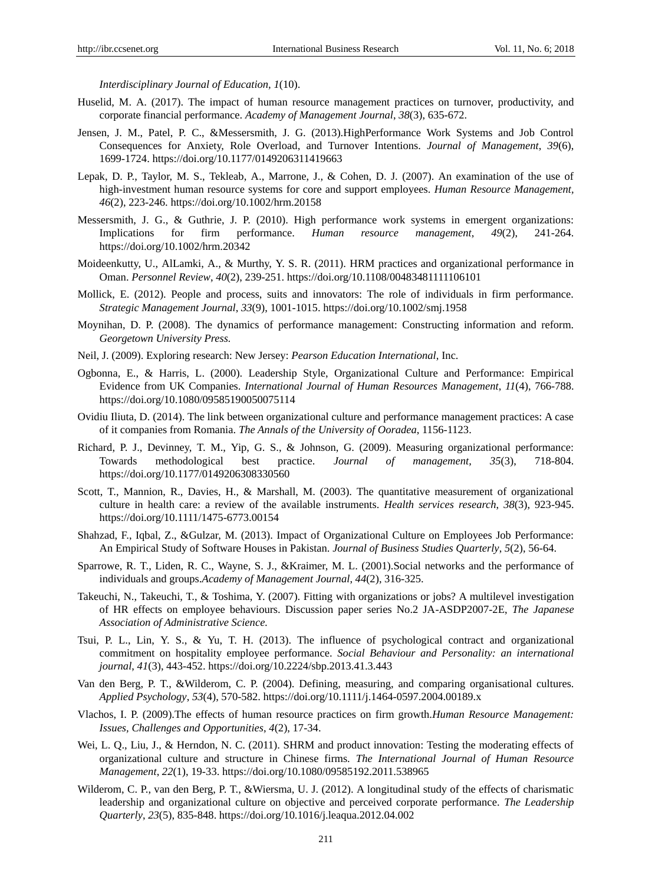*Interdisciplinary Journal of Education*, *1*(10).

Huselid, M. A. (2017). The impact of human resource management practices on turnover, productivity, and corporate financial performance. *Academy of Management Journal*, *38*(3), 635-672.

Jensen, J. M., Patel, P. C., &Messersmith, J. G. (2013).HighPerformance Work Systems and Job Control Consequences for Anxiety, Role Overload, and Turnover Intentions. *Journal of Management*, *39*(6), 1699-1724. https://doi.org/10.1177/0149206311419663

Lepak, D. P., Taylor, M. S., Tekleab, A., Marrone, J., & Cohen, D. J. (2007). An examination of the use of high-investment human resource systems for core and support employees. *Human Resource Management*, *46*(2), 223-246. https://doi.org/10.1002/hrm.20158

Messersmith, J. G., & Guthrie, J. P. (2010). High performance work systems in emergent organizations: Implications for firm performance. *Human resource management*, *49*(2), 241-264. https://doi.org/10.1002/hrm.20342

Moideenkutty, U., AlLamki, A., & Murthy, Y. S. R. (2011). HRM practices and organizational performance in Oman. *Personnel Review*, *40*(2), 239-251. https://doi.org/10.1108/00483481111106101

Mollick, E. (2012). People and process, suits and innovators: The role of individuals in firm performance. *Strategic Management Journal*, *33*(9), 1001-1015. https://doi.org/10.1002/smj.1958

Moynihan, D. P. (2008). The dynamics of performance management: Constructing information and reform. *Georgetown University Press.*

Neil, J. (2009). Exploring research: New Jersey: *Pearson Education International*, Inc.

Ogbonna, E., & Harris, L. (2000). Leadership Style, Organizational Culture and Performance: Empirical Evidence from UK Companies. *International Journal of Human Resources Management*, *11*(4), 766-788. https://doi.org/10.1080/09585190050075114

Ovidiu Iliuta, D. (2014). The link between organizational culture and performance management practices: A case of it companies from Romania. *The Annals of the University of Ooradea*, 1156-1123.

Richard, P. J., Devinney, T. M., Yip, G. S., & Johnson, G. (2009). Measuring organizational performance: Towards methodological best practice. *Journal of management*, *35*(3), 718-804. https://doi.org/10.1177/0149206308330560

Scott, T., Mannion, R., Davies, H., & Marshall, M. (2003). The quantitative measurement of organizational culture in health care: a review of the available instruments. *Health services research*, *38*(3), 923-945. https://doi.org/10.1111/1475-6773.00154

Shahzad, F., Iqbal, Z., &Gulzar, M. (2013). Impact of Organizational Culture on Employees Job Performance: An Empirical Study of Software Houses in Pakistan. *Journal of Business Studies Quarterly*, *5*(2), 56-64.

Sparrowe, R. T., Liden, R. C., Wayne, S. J., &Kraimer, M. L. (2001).Social networks and the performance of individuals and groups.*Academy of Management Journal*, *44*(2), 316-325.

Takeuchi, N., Takeuchi, T., & Toshima, Y. (2007). Fitting with organizations or jobs? A multilevel investigation of HR effects on employee behaviours. Discussion paper series No.2 JA-ASDP2007-2E, *The Japanese Association of Administrative Science.*

Tsui, P. L., Lin, Y. S., & Yu, T. H. (2013). The influence of psychological contract and organizational commitment on hospitality employee performance. *Social Behaviour and Personality: an international journal*, *41*(3), 443-452. https://doi.org/10.2224/sbp.2013.41.3.443

Van den Berg, P. T., &Wilderom, C. P. (2004). Defining, measuring, and comparing organisational cultures. *Applied Psychology*, *53*(4), 570-582. https://doi.org/10.1111/j.1464-0597.2004.00189.x

Vlachos, I. P. (2009).The effects of human resource practices on firm growth.*Human Resource Management: Issues, Challenges and Opportunities*, *4*(2), 17-34.

Wei, L. Q., Liu, J., & Herndon, N. C. (2011). SHRM and product innovation: Testing the moderating effects of organizational culture and structure in Chinese firms. *The International Journal of Human Resource Management*, *22*(1), 19-33. https://doi.org/10.1080/09585192.2011.538965

Wilderom, C. P., van den Berg, P. T., &Wiersma, U. J. (2012). A longitudinal study of the effects of charismatic leadership and organizational culture on objective and perceived corporate performance. *The Leadership Quarterly*, *23*(5), 835-848. https://doi.org/10.1016/j.leaqua.2012.04.002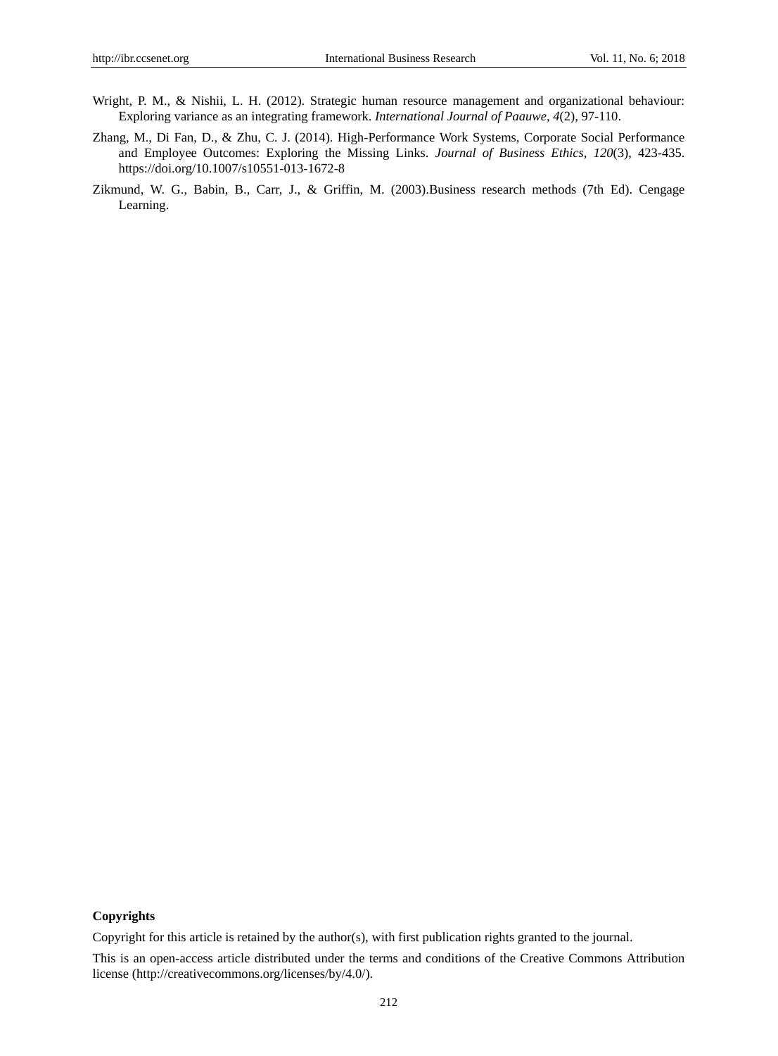Wright, P. M., & Nishii, L. H. (2012). Strategic human resource management and organizational behaviour: Exploring variance as an integrating framework. *International Journal of Paauwe*, *4*(2), 97-110.

Zhang, M., Di Fan, D., & Zhu, C. J. (2014). High-Performance Work Systems, Corporate Social Performance and Employee Outcomes: Exploring the Missing Links. *Journal of Business Ethics*, *120*(3), 423-435. https://doi.org/10.1007/s10551-013-1672-8

Zikmund, W. G., Babin, B., Carr, J., & Griffin, M. (2003).Business research methods (7th Ed). Cengage Learning.

**Copyrights**

Copyright for this article is retained by the author(s), with first publication rights granted to the journal.

This is an open-access article distributed under the terms and conditions of the Creative Commons Attribution license (http://creativecommons.org/licenses/by/4.0/).